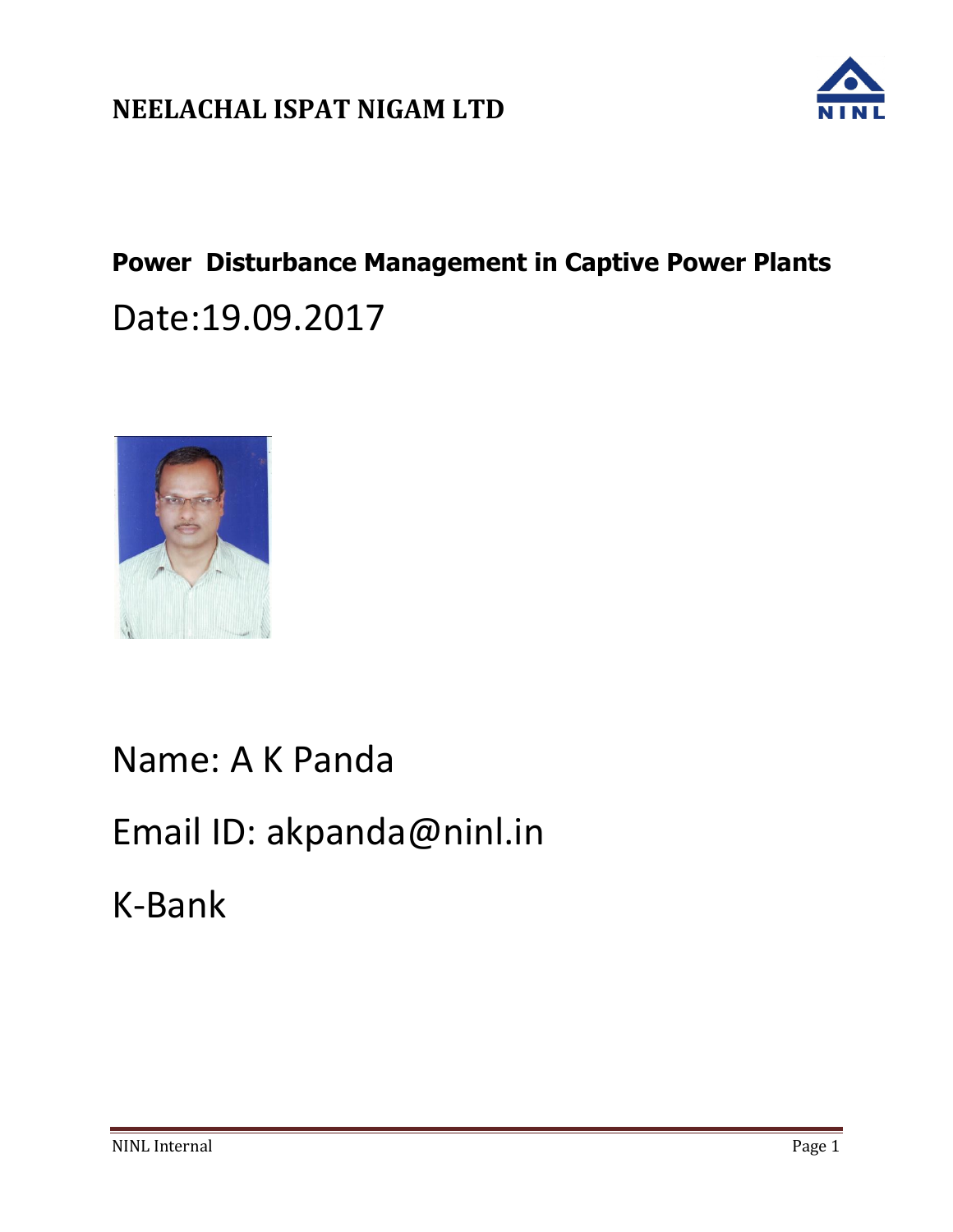# NEELACHAL ISPAT NIGAM LTD

## Power Disturbance Management in Captive Power Plants

Date:19.09.2017

Name: A K Panda

Email ID: akpanda@ninl.in

K-Bank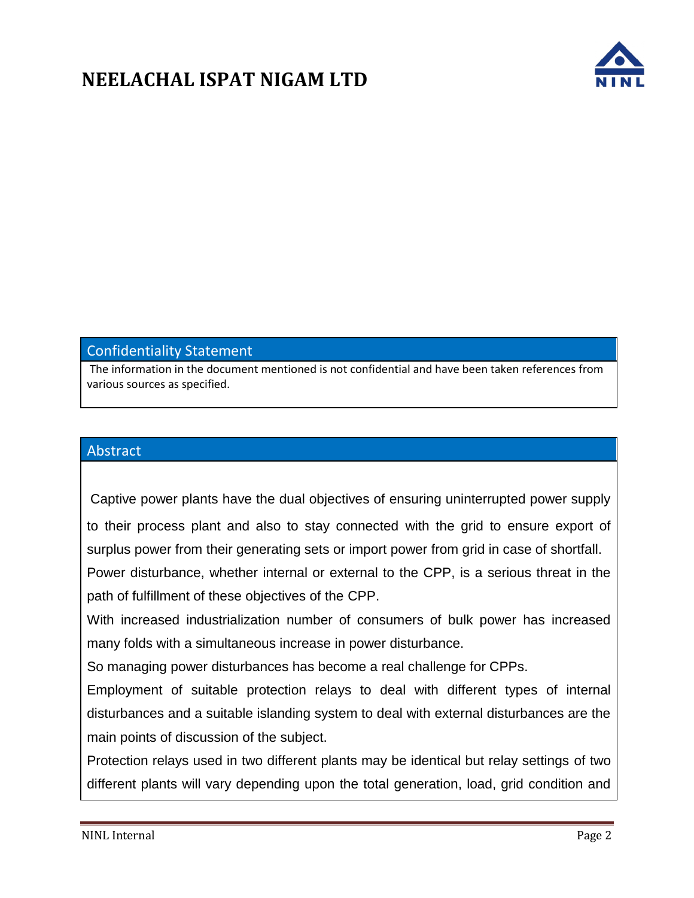## Confidentiality Statement

The information in the document mentioned is not confidential and have been taken references from various sources as specified.

## Abstract

Captive power plants have the dual objectives of ensuring uninterrupted power supply to their process plant and also to stay connected with the grid to ensure export of surplus power from their generating sets or import power from grid in case of shortfall.

Power disturbance, whether internal or external to the CPP, is a serious threat in the path of fulfillment of these objectives of the CPP.

With increased industrialization number of consumers of bulk power has increased many folds with a simultaneous increase in power disturbance.

So managing power disturbances has become a real challenge for CPPs.

Employment of suitable protection relays to deal with different types of internal disturbances and a suitable islanding system to deal with external disturbances are the main points of discussion of the subject.

Protection relays used in two different plants may be identical but relay settings of two different plants will vary depending upon the total generation, load, grid condition and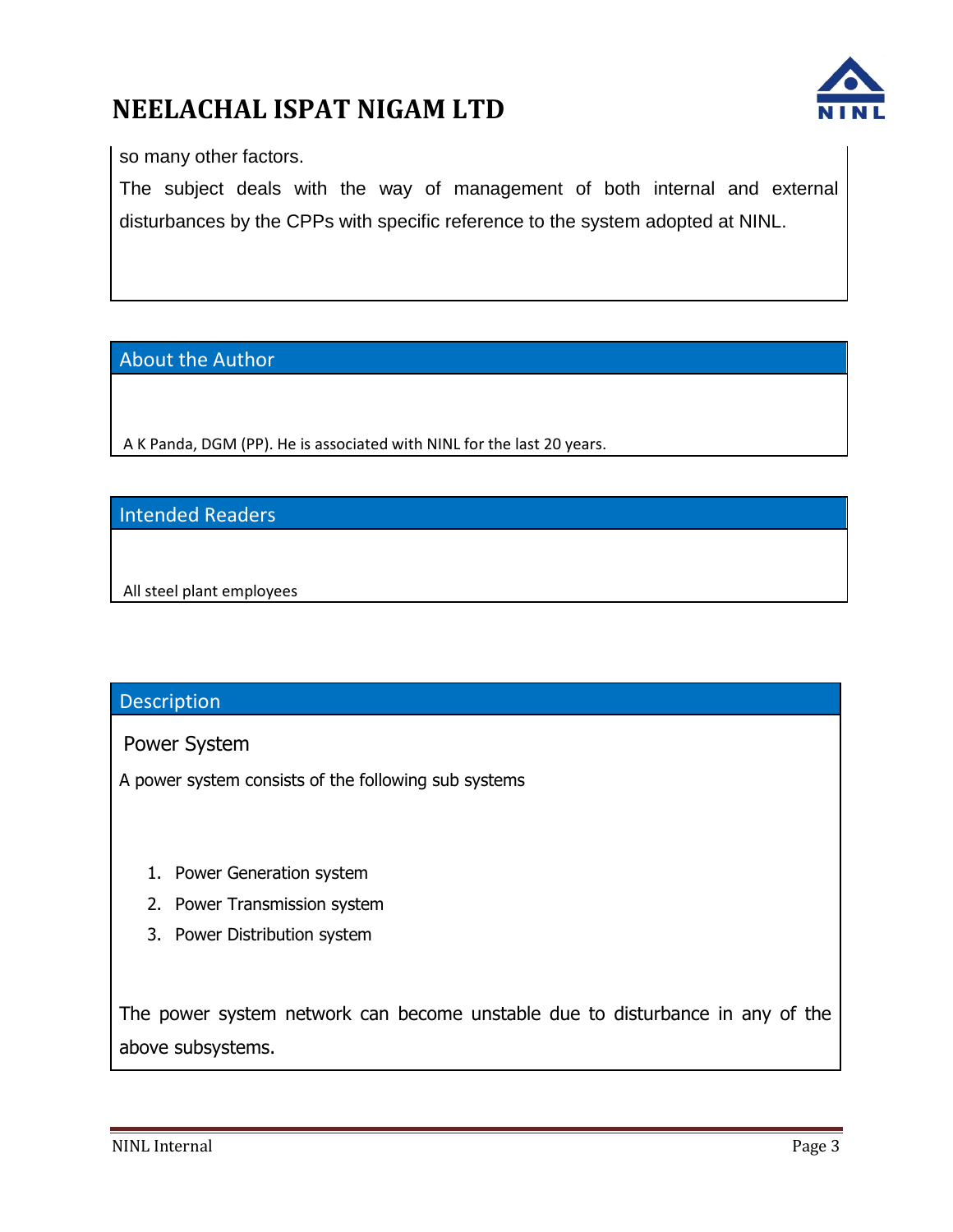so many other factors.

The subject deals with the way of management of both internal and external disturbances by the CPPs with specific reference to the system adopted at NINL.

## About the Author

A K Panda, DGM (PP). He is associated with NINL for the last 20 years.

## Intended Readers

All steel plant employees

## Description

### Power System

A power system consists of the following sub systems

1. Power Generation system
2. Power Transmission system
3. Power Distribution system

The power system network can become unstable due to disturbance in any of the above subsystems.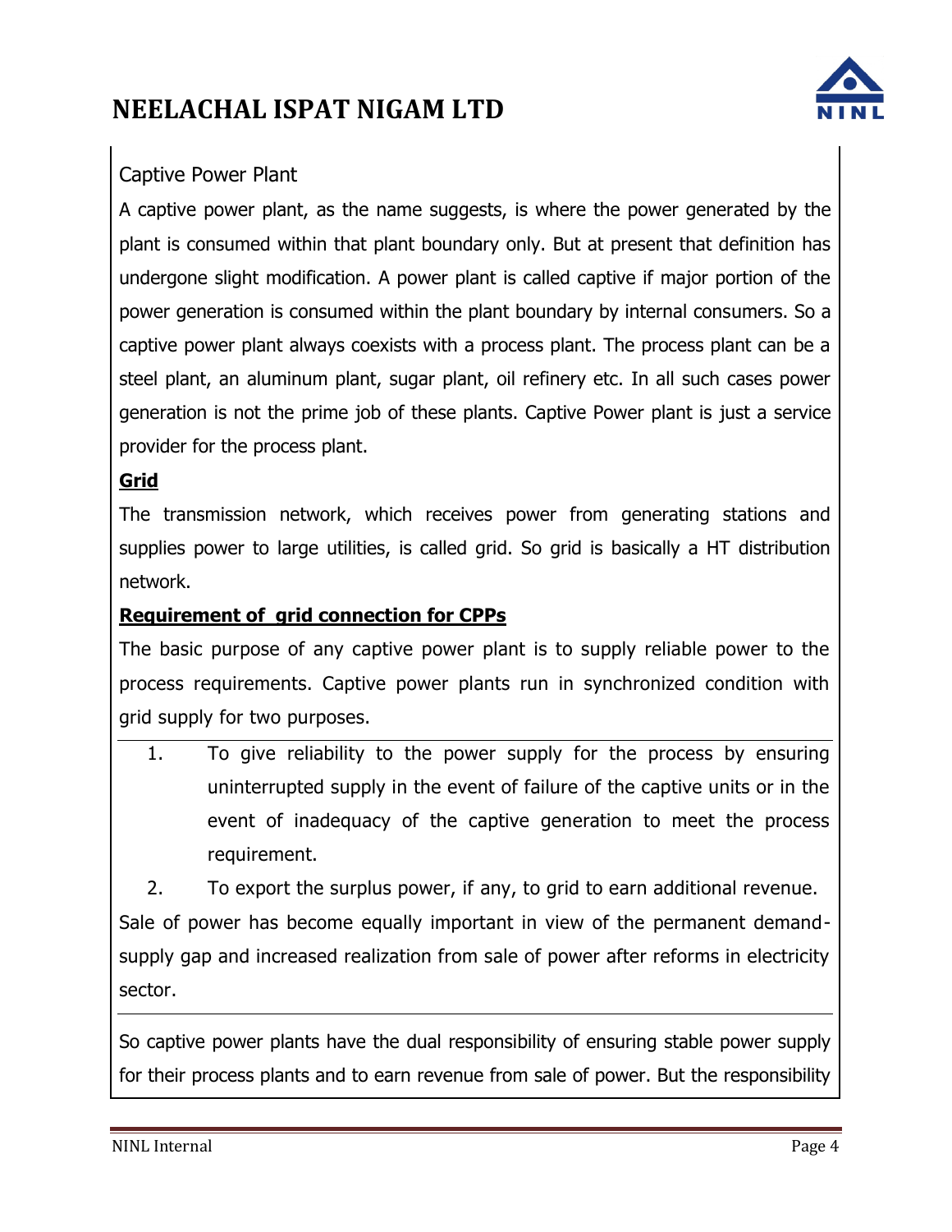Captive Power Plant

A captive power plant, as the name suggests, is where the power generated by the plant is consumed within that plant boundary only. But at present that definition has undergone slight modification. A power plant is called captive if major portion of the power generation is consumed within the plant boundary by internal consumers. So a captive power plant always coexists with a process plant. The process plant can be a steel plant, an aluminum plant, sugar plant, oil refinery etc. In all such cases power generation is not the prime job of these plants. Captive Power plant is just a service provider for the process plant.

**Grid**

The transmission network, which receives power from generating stations and supplies power to large utilities, is called grid. So grid is basically a HT distribution network.

**Requirement of grid connection for CPPs**

The basic purpose of any captive power plant is to supply reliable power to the process requirements. Captive power plants run in synchronized condition with grid supply for two purposes.

1. To give reliability to the power supply for the process by ensuring uninterrupted supply in the event of failure of the captive units or in the event of inadequacy of the captive generation to meet the process requirement.
2. To export the surplus power, if any, to grid to earn additional revenue.

Sale of power has become equally important in view of the permanent demand-supply gap and increased realization from sale of power after reforms in electricity sector.

So captive power plants have the dual responsibility of ensuring stable power supply for their process plants and to earn revenue from sale of power. But the responsibility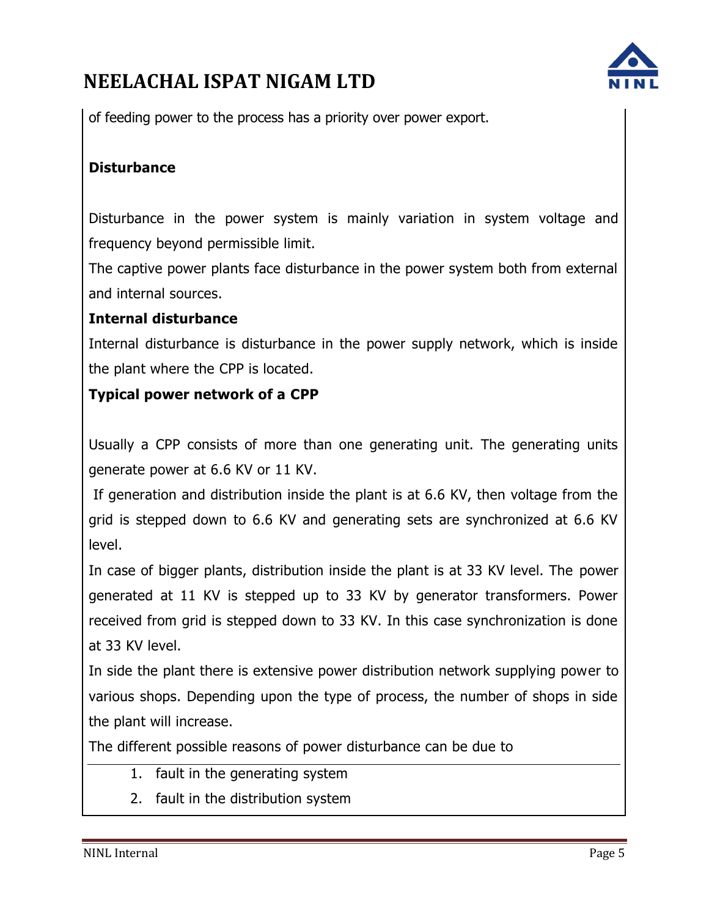of feeding power to the process has a priority over power export.

**Disturbance**

Disturbance in the power system is mainly variation in system voltage and frequency beyond permissible limit.

The captive power plants face disturbance in the power system both from external and internal sources.

**Internal disturbance**

Internal disturbance is disturbance in the power supply network, which is inside the plant where the CPP is located.

**Typical power network of a CPP**

Usually a CPP consists of more than one generating unit. The generating units generate power at 6.6 KV or 11 KV.

If generation and distribution inside the plant is at 6.6 KV, then voltage from the grid is stepped down to 6.6 KV and generating sets are synchronized at 6.6 KV level.

In case of bigger plants, distribution inside the plant is at 33 KV level. The power generated at 11 KV is stepped up to 33 KV by generator transformers. Power received from grid is stepped down to 33 KV. In this case synchronization is done at 33 KV level.

In side the plant there is extensive power distribution network supplying power to various shops. Depending upon the type of process, the number of shops in side the plant will increase.

The different possible reasons of power disturbance can be due to

1. fault in the generating system
2. fault in the distribution system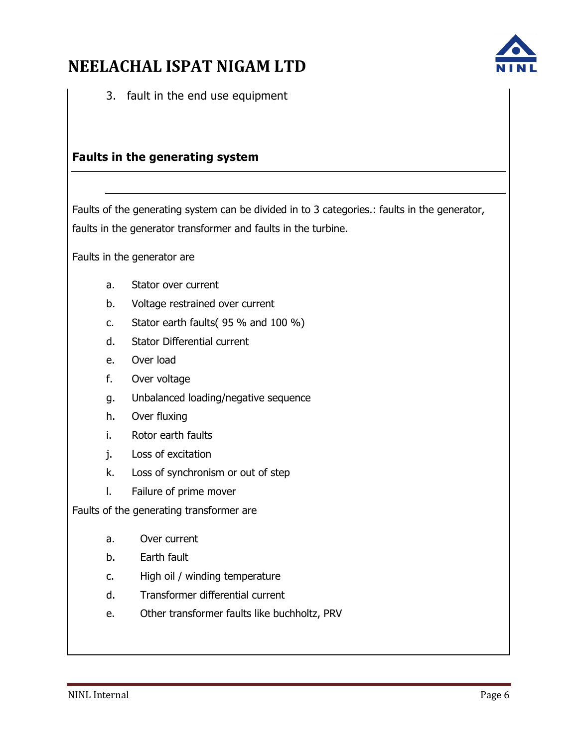3. fault in the end use equipment

**Faults in the generating system**

---

Faults of the generating system can be divided in to 3 categories.: faults in the generator, faults in the generator transformer and faults in the turbine.

Faults in the generator are

a. Stator over current
b. Voltage restrained over current
c. Stator earth faults( 95 % and 100 %)
d. Stator Differential current
e. Over load
f. Over voltage
g. Unbalanced loading/negative sequence
h. Over fluxing
i. Rotor earth faults
j. Loss of excitation
k. Loss of synchronism or out of step
l. Failure of prime mover

Faults of the generating transformer are

a. Over current
b. Earth fault
c. High oil / winding temperature
d. Transformer differential current
e. Other transformer faults like buchholtz, PRV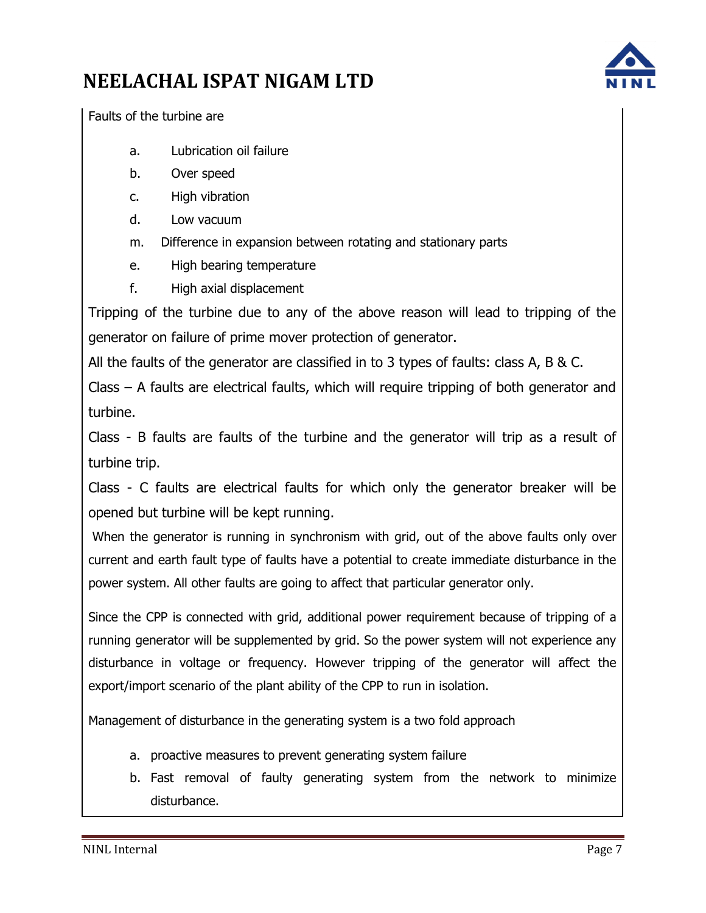Faults of the turbine are

a. Lubrication oil failure
b. Over speed
c. High vibration
d. Low vacuum
m. Difference in expansion between rotating and stationary parts
e. High bearing temperature
f. High axial displacement

Tripping of the turbine due to any of the above reason will lead to tripping of the generator on failure of prime mover protection of generator.

All the faults of the generator are classified in to 3 types of faults: class A, B & C.

Class – A faults are electrical faults, which will require tripping of both generator and turbine.

Class - B faults are faults of the turbine and the generator will trip as a result of turbine trip.

Class - C faults are electrical faults for which only the generator breaker will be opened but turbine will be kept running.

When the generator is running in synchronism with grid, out of the above faults only over current and earth fault type of faults have a potential to create immediate disturbance in the power system. All other faults are going to affect that particular generator only.

Since the CPP is connected with grid, additional power requirement because of tripping of a running generator will be supplemented by grid. So the power system will not experience any disturbance in voltage or frequency. However tripping of the generator will affect the export/import scenario of the plant ability of the CPP to run in isolation.

Management of disturbance in the generating system is a two fold approach

a. proactive measures to prevent generating system failure
b. Fast removal of faulty generating system from the network to minimize disturbance.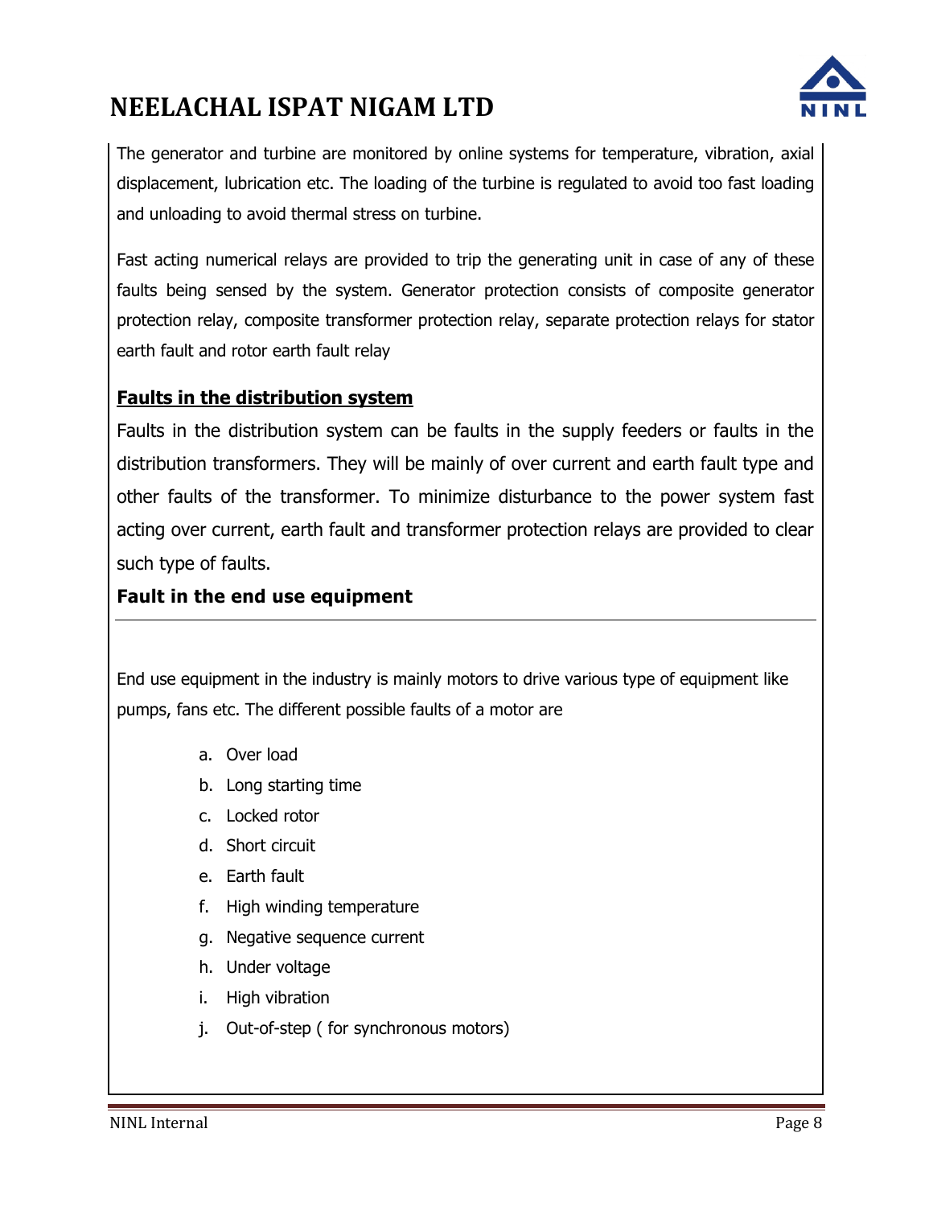The generator and turbine are monitored by online systems for temperature, vibration, axial displacement, lubrication etc. The loading of the turbine is regulated to avoid too fast loading and unloading to avoid thermal stress on turbine.

Fast acting numerical relays are provided to trip the generating unit in case of any of these faults being sensed by the system. Generator protection consists of composite generator protection relay, composite transformer protection relay, separate protection relays for stator earth fault and rotor earth fault relay

## Faults in the distribution system

Faults in the distribution system can be faults in the supply feeders or faults in the distribution transformers. They will be mainly of over current and earth fault type and other faults of the transformer. To minimize disturbance to the power system fast acting over current, earth fault and transformer protection relays are provided to clear such type of faults.

## Fault in the end use equipment

End use equipment in the industry is mainly motors to drive various type of equipment like pumps, fans etc. The different possible faults of a motor are

a. Over load
b. Long starting time
c. Locked rotor
d. Short circuit
e. Earth fault
f. High winding temperature
g. Negative sequence current
h. Under voltage
i. High vibration
j. Out-of-step ( for synchronous motors)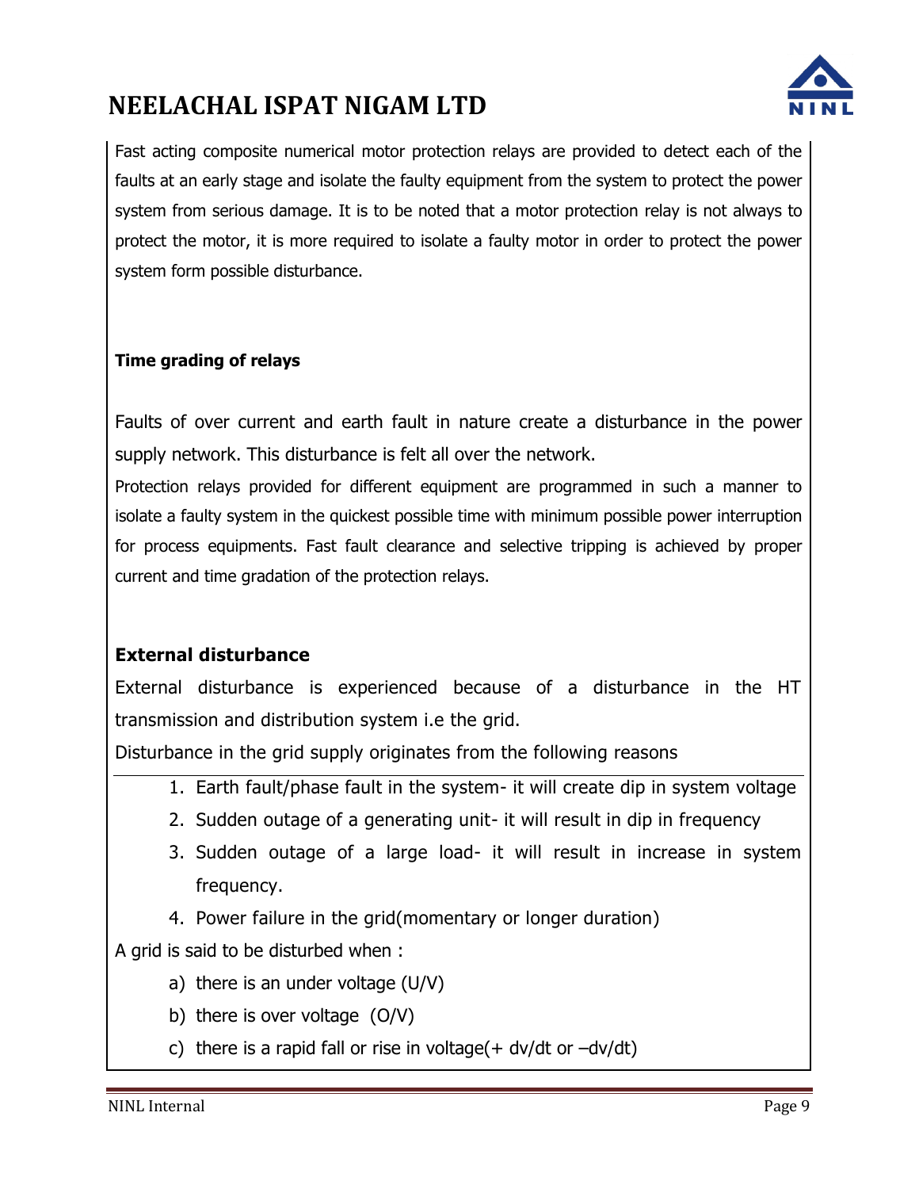Fast acting composite numerical motor protection relays are provided to detect each of the faults at an early stage and isolate the faulty equipment from the system to protect the power system from serious damage. It is to be noted that a motor protection relay is not always to protect the motor, it is more required to isolate a faulty motor in order to protect the power system form possible disturbance.

**Time grading of relays**

Faults of over current and earth fault in nature create a disturbance in the power supply network. This disturbance is felt all over the network.

Protection relays provided for different equipment are programmed in such a manner to isolate a faulty system in the quickest possible time with minimum possible power interruption for process equipments. Fast fault clearance and selective tripping is achieved by proper current and time gradation of the protection relays.

**External disturbance**

External disturbance is experienced because of a disturbance in the HT transmission and distribution system i.e the grid.

Disturbance in the grid supply originates from the following reasons

1. Earth fault/phase fault in the system- it will create dip in system voltage
2. Sudden outage of a generating unit- it will result in dip in frequency
3. Sudden outage of a large load- it will result in increase in system frequency.
4. Power failure in the grid(momentary or longer duration)

A grid is said to be disturbed when :

a) there is an under voltage (U/V)
b) there is over voltage (O/V)
c) there is a rapid fall or rise in voltage($+ dv/dt$ or $-dv/dt$)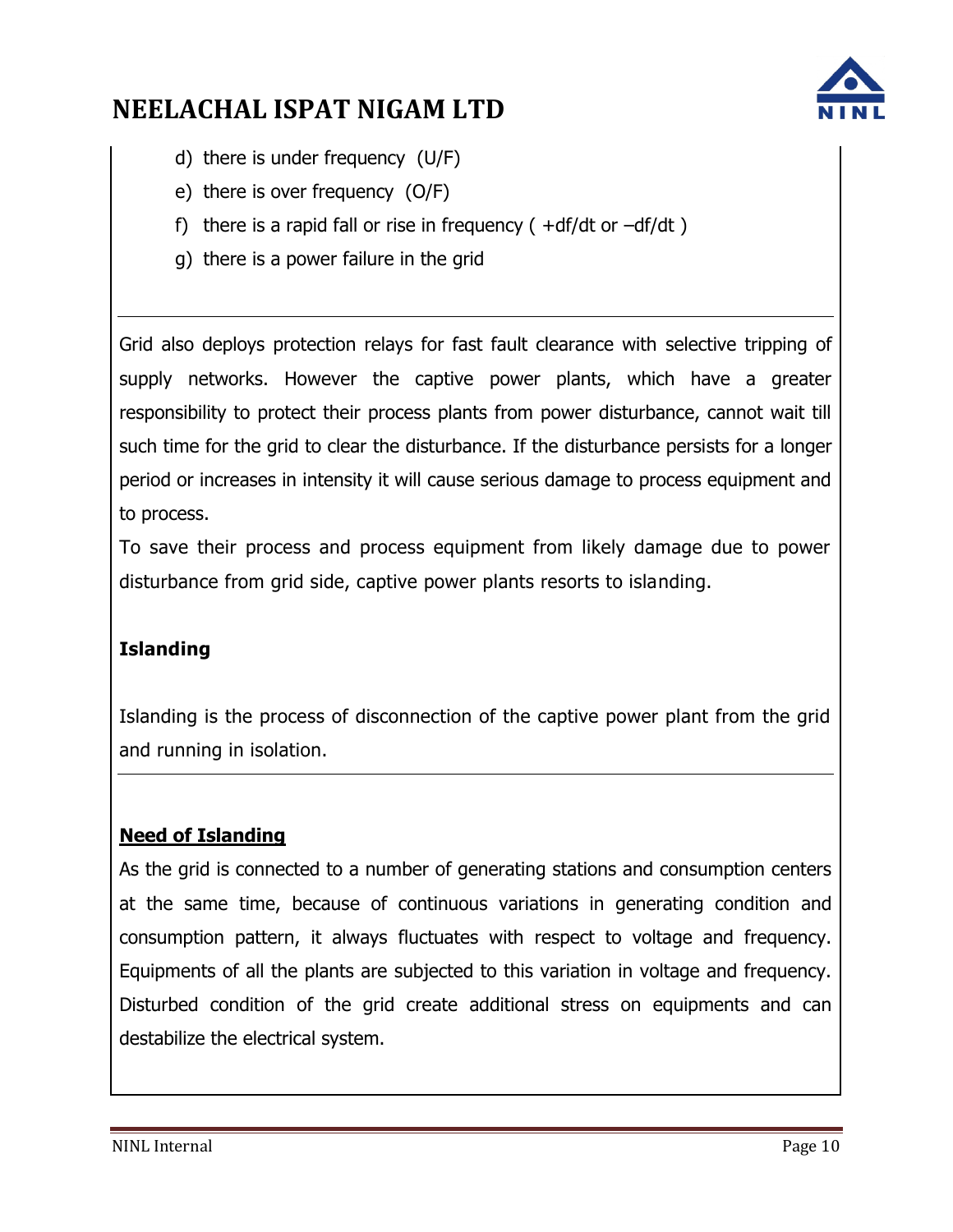d) there is under frequency (U/F)

e) there is over frequency (O/F)

f) there is a rapid fall or rise in frequency ( +df/dt or –df/dt )

g) there is a power failure in the grid

---

Grid also deploys protection relays for fast fault clearance with selective tripping of supply networks. However the captive power plants, which have a greater responsibility to protect their process plants from power disturbance, cannot wait till such time for the grid to clear the disturbance. If the disturbance persists for a longer period or increases in intensity it will cause serious damage to process equipment and to process.

To save their process and process equipment from likely damage due to power disturbance from grid side, captive power plants resorts to islanding.

**Islanding**

Islanding is the process of disconnection of the captive power plant from the grid and running in isolation.

---

**<u>Need of Islanding</u>**

As the grid is connected to a number of generating stations and consumption centers at the same time, because of continuous variations in generating condition and consumption pattern, it always fluctuates with respect to voltage and frequency. Equipments of all the plants are subjected to this variation in voltage and frequency. Disturbed condition of the grid create additional stress on equipments and can destabilize the electrical system.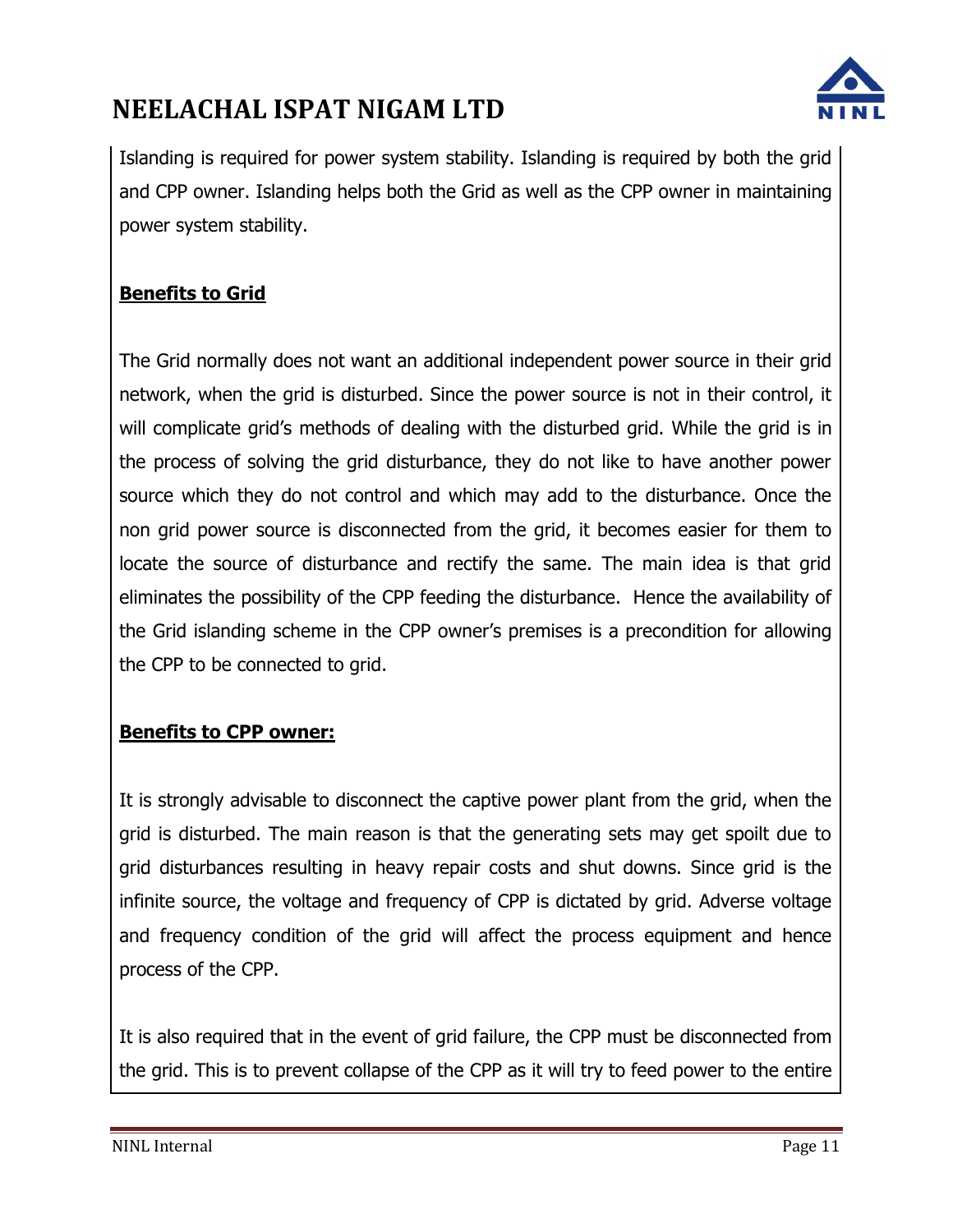Islanding is required for power system stability. Islanding is required by both the grid and CPP owner. Islanding helps both the Grid as well as the CPP owner in maintaining power system stability.

**Benefits to Grid**

The Grid normally does not want an additional independent power source in their grid network, when the grid is disturbed. Since the power source is not in their control, it will complicate grid's methods of dealing with the disturbed grid. While the grid is in the process of solving the grid disturbance, they do not like to have another power source which they do not control and which may add to the disturbance. Once the non grid power source is disconnected from the grid, it becomes easier for them to locate the source of disturbance and rectify the same. The main idea is that grid eliminates the possibility of the CPP feeding the disturbance. Hence the availability of the Grid islanding scheme in the CPP owner's premises is a precondition for allowing the CPP to be connected to grid.

**Benefits to CPP owner:**

It is strongly advisable to disconnect the captive power plant from the grid, when the grid is disturbed. The main reason is that the generating sets may get spoilt due to grid disturbances resulting in heavy repair costs and shut downs. Since grid is the infinite source, the voltage and frequency of CPP is dictated by grid. Adverse voltage and frequency condition of the grid will affect the process equipment and hence process of the CPP.

It is also required that in the event of grid failure, the CPP must be disconnected from the grid. This is to prevent collapse of the CPP as it will try to feed power to the entire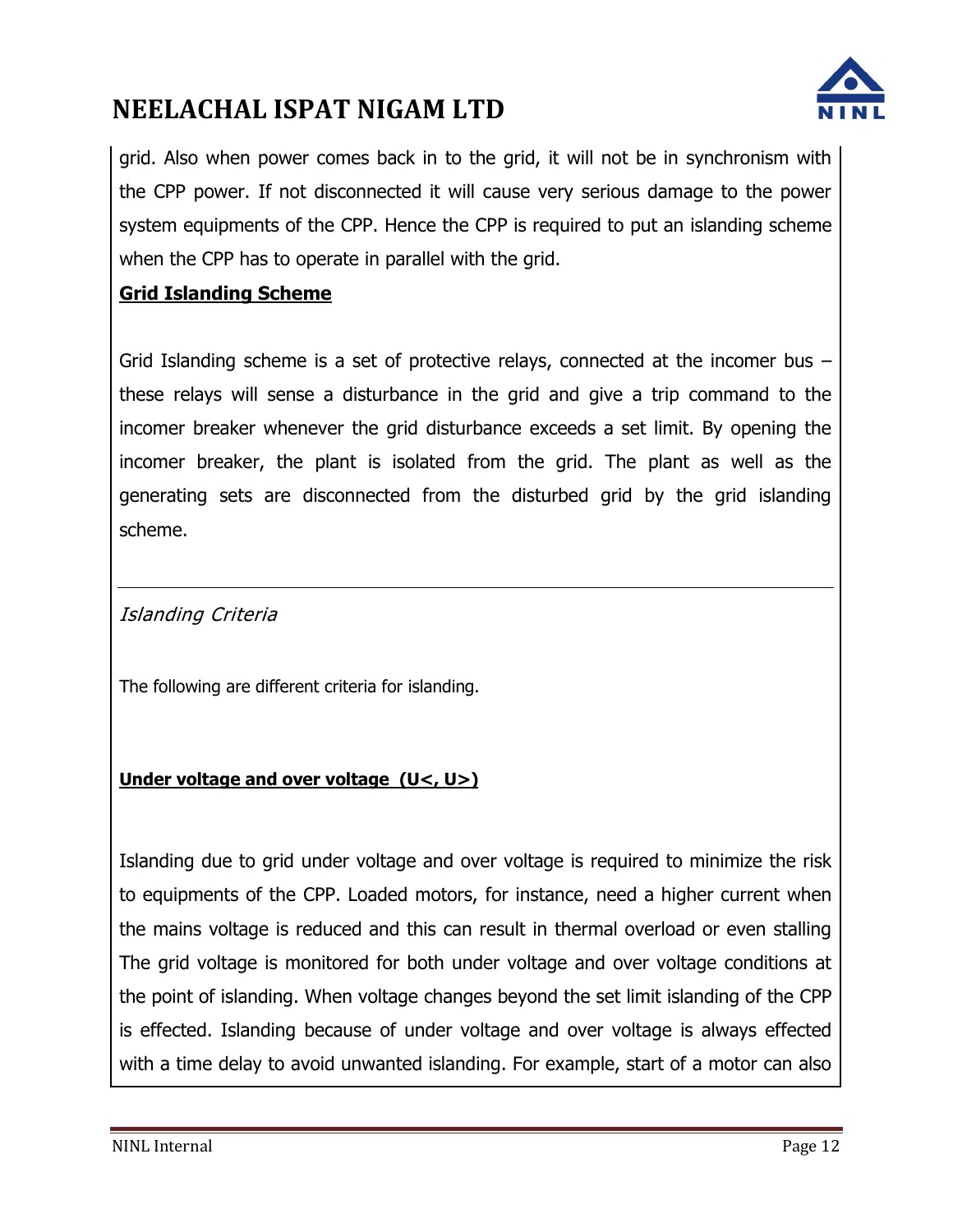grid. Also when power comes back in to the grid, it will not be in synchronism with the CPP power. If not disconnected it will cause very serious damage to the power system equipments of the CPP. Hence the CPP is required to put an islanding scheme when the CPP has to operate in parallel with the grid.

**Grid Islanding Scheme**

Grid Islanding scheme is a set of protective relays, connected at the incomer bus – these relays will sense a disturbance in the grid and give a trip command to the incomer breaker whenever the grid disturbance exceeds a set limit. By opening the incomer breaker, the plant is isolated from the grid. The plant as well as the generating sets are disconnected from the disturbed grid by the grid islanding scheme.

---

*Islanding Criteria*

The following are different criteria for islanding.

**Under voltage and over voltage (U<, U>)**

Islanding due to grid under voltage and over voltage is required to minimize the risk to equipments of the CPP. Loaded motors, for instance, need a higher current when the mains voltage is reduced and this can result in thermal overload or even stalling The grid voltage is monitored for both under voltage and over voltage conditions at the point of islanding. When voltage changes beyond the set limit islanding of the CPP is effected. Islanding because of under voltage and over voltage is always effected with a time delay to avoid unwanted islanding. For example, start of a motor can also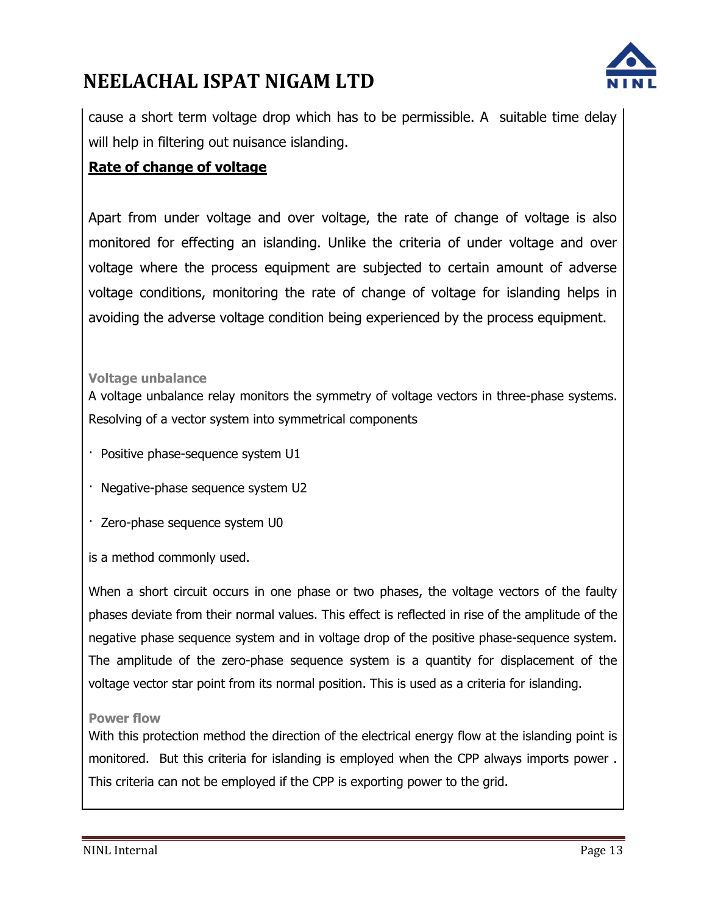cause a short term voltage drop which has to be permissible. A suitable time delay will help in filtering out nuisance islanding.

**Rate of change of voltage**

Apart from under voltage and over voltage, the rate of change of voltage is also monitored for effecting an islanding. Unlike the criteria of under voltage and over voltage where the process equipment are subjected to certain amount of adverse voltage conditions, monitoring the rate of change of voltage for islanding helps in avoiding the adverse voltage condition being experienced by the process equipment.

**Voltage unbalance**

A voltage unbalance relay monitors the symmetry of voltage vectors in three-phase systems. Resolving of a vector system into symmetrical components

- Positive phase-sequence system U1
- Negative-phase sequence system U2
- Zero-phase sequence system U0

is a method commonly used.

When a short circuit occurs in one phase or two phases, the voltage vectors of the faulty phases deviate from their normal values. This effect is reflected in rise of the amplitude of the negative phase sequence system and in voltage drop of the positive phase-sequence system. The amplitude of the zero-phase sequence system is a quantity for displacement of the voltage vector star point from its normal position. This is used as a criteria for islanding.

**Power flow**

With this protection method the direction of the electrical energy flow at the islanding point is monitored. But this criteria for islanding is employed when the CPP always imports power . This criteria can not be employed if the CPP is exporting power to the grid.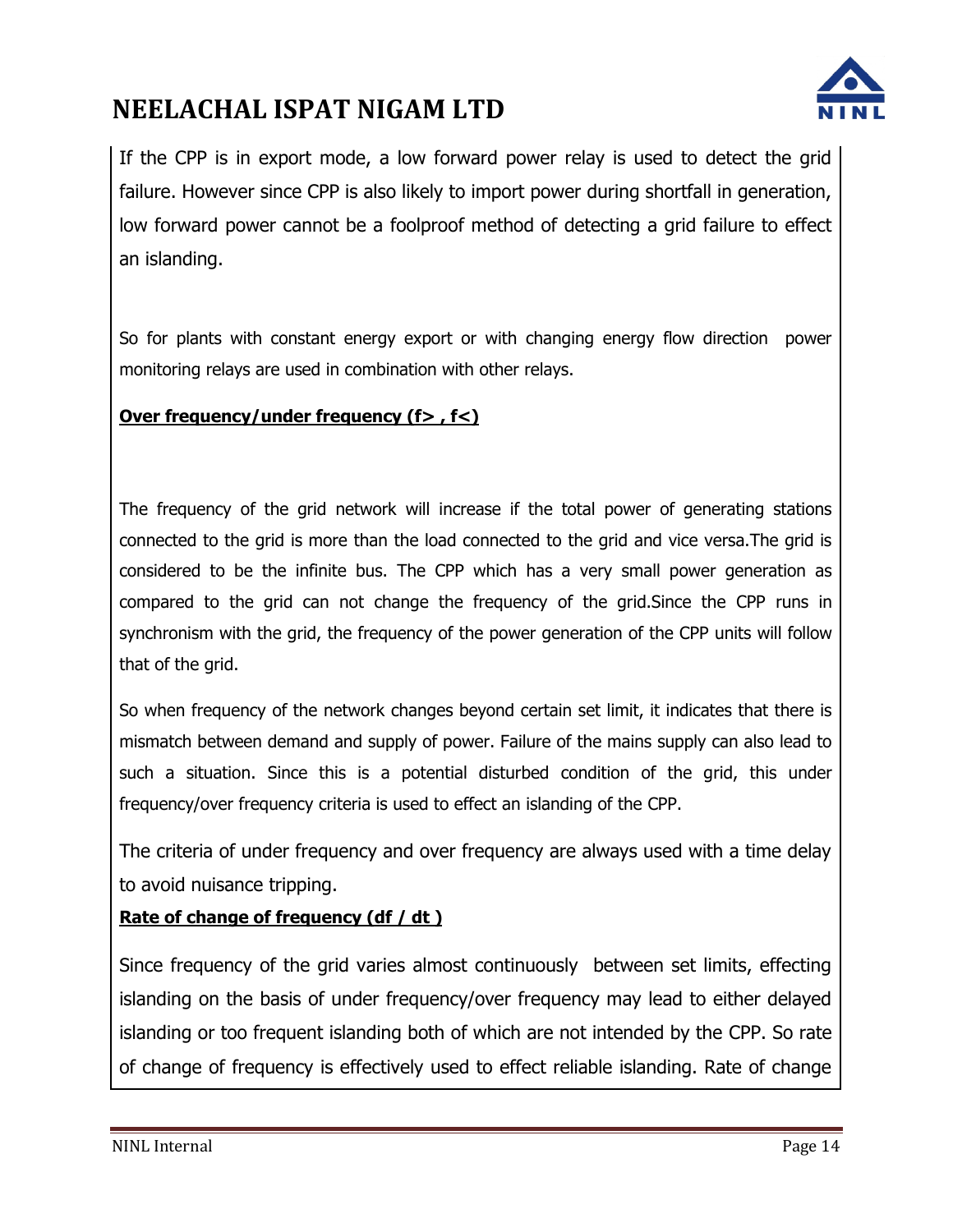If the CPP is in export mode, a low forward power relay is used to detect the grid failure. However since CPP is also likely to import power during shortfall in generation, low forward power cannot be a foolproof method of detecting a grid failure to effect an islanding.

So for plants with constant energy export or with changing energy flow direction power monitoring relays are used in combination with other relays.

**Over frequency/under frequency (f> , f<)**

The frequency of the grid network will increase if the total power of generating stations connected to the grid is more than the load connected to the grid and vice versa.The grid is considered to be the infinite bus. The CPP which has a very small power generation as compared to the grid can not change the frequency of the grid.Since the CPP runs in synchronism with the grid, the frequency of the power generation of the CPP units will follow that of the grid.

So when frequency of the network changes beyond certain set limit, it indicates that there is mismatch between demand and supply of power. Failure of the mains supply can also lead to such a situation. Since this is a potential disturbed condition of the grid, this under frequency/over frequency criteria is used to effect an islanding of the CPP.

The criteria of under frequency and over frequency are always used with a time delay to avoid nuisance tripping.

**Rate of change of frequency (df / dt )**

Since frequency of the grid varies almost continuously between set limits, effecting islanding on the basis of under frequency/over frequency may lead to either delayed islanding or too frequent islanding both of which are not intended by the CPP. So rate of change of frequency is effectively used to effect reliable islanding. Rate of change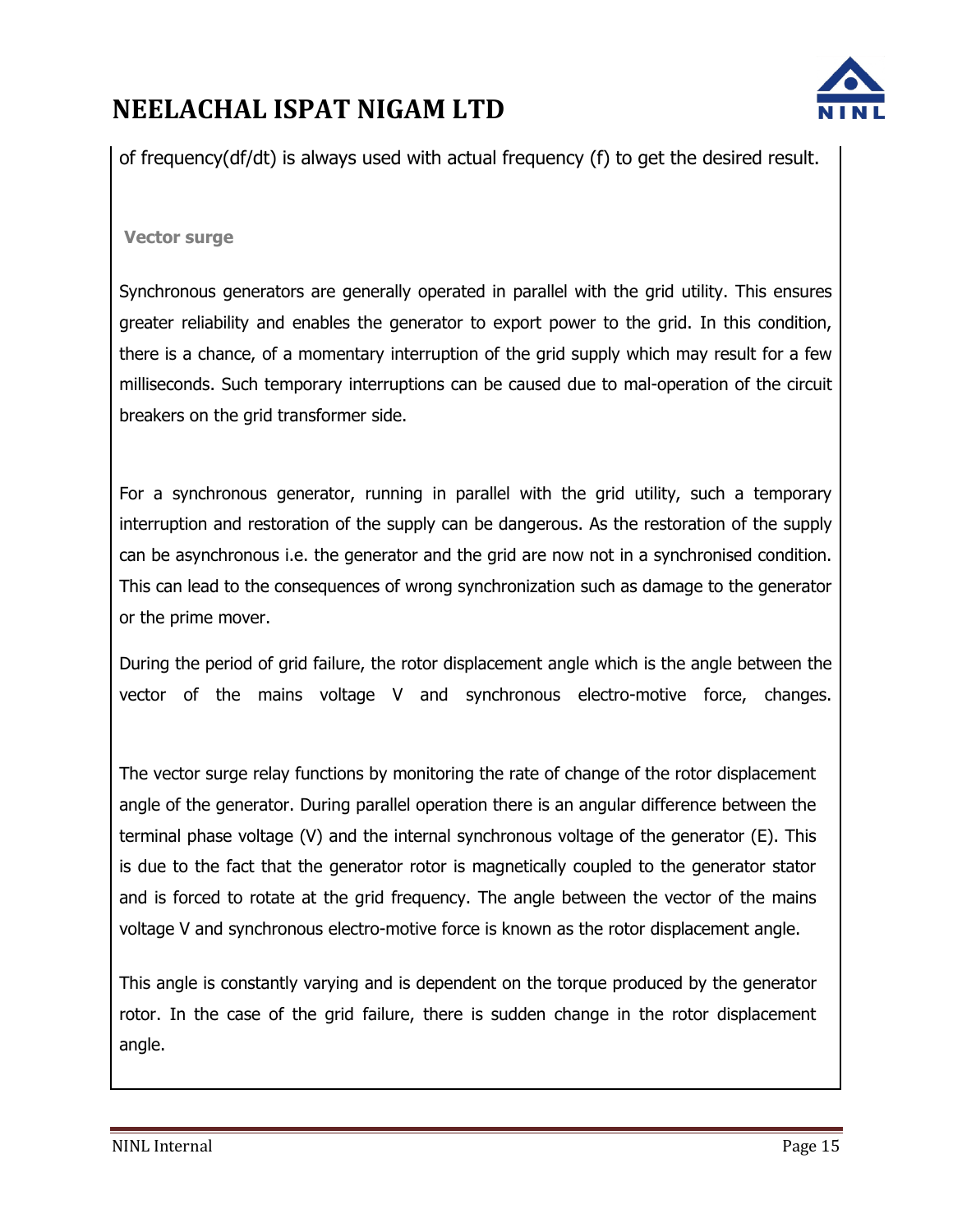of frequency(df/dt) is always used with actual frequency (f) to get the desired result.

### Vector surge

Synchronous generators are generally operated in parallel with the grid utility. This ensures greater reliability and enables the generator to export power to the grid. In this condition, there is a chance, of a momentary interruption of the grid supply which may result for a few milliseconds. Such temporary interruptions can be caused due to mal-operation of the circuit breakers on the grid transformer side.

For a synchronous generator, running in parallel with the grid utility, such a temporary interruption and restoration of the supply can be dangerous. As the restoration of the supply can be asynchronous i.e. the generator and the grid are now not in a synchronised condition. This can lead to the consequences of wrong synchronization such as damage to the generator or the prime mover.

During the period of grid failure, the rotor displacement angle which is the angle between the vector of the mains voltage V and synchronous electro-motive force, changes.

The vector surge relay functions by monitoring the rate of change of the rotor displacement angle of the generator. During parallel operation there is an angular difference between the terminal phase voltage (V) and the internal synchronous voltage of the generator (E). This is due to the fact that the generator rotor is magnetically coupled to the generator stator and is forced to rotate at the grid frequency. The angle between the vector of the mains voltage V and synchronous electro-motive force is known as the rotor displacement angle.

This angle is constantly varying and is dependent on the torque produced by the generator rotor. In the case of the grid failure, there is sudden change in the rotor displacement angle.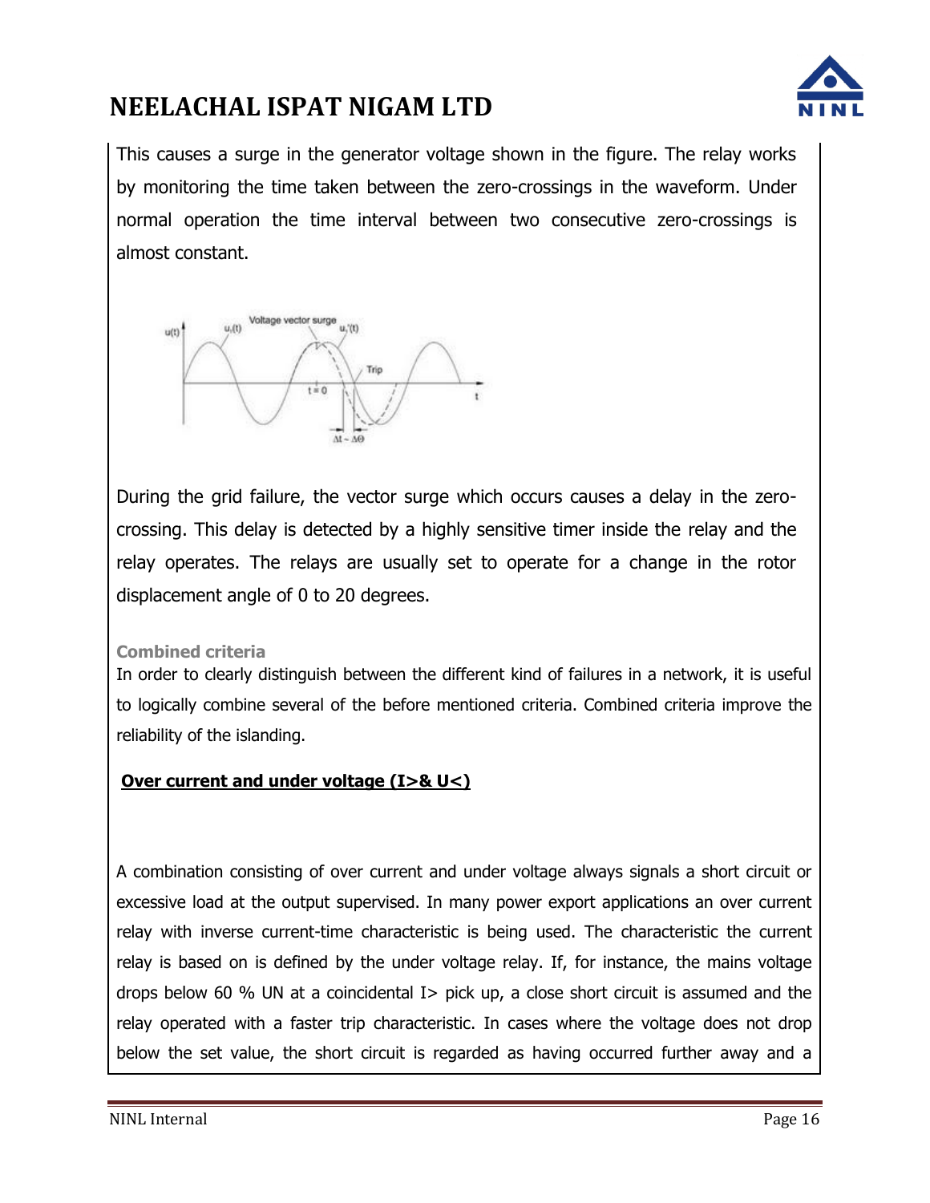This causes a surge in the generator voltage shown in the figure. The relay works by monitoring the time taken between the zero-crossings in the waveform. Under normal operation the time interval between two consecutive zero-crossings is almost constant.

During the grid failure, the vector surge which occurs causes a delay in the zero-crossing. This delay is detected by a highly sensitive timer inside the relay and the relay operates. The relays are usually set to operate for a change in the rotor displacement angle of 0 to 20 degrees.

### Combined criteria

In order to clearly distinguish between the different kind of failures in a network, it is useful to logically combine several of the before mentioned criteria. Combined criteria improve the reliability of the islanding.

**Over current and under voltage (I>& U<)**

A combination consisting of over current and under voltage always signals a short circuit or excessive load at the output supervised. In many power export applications an over current relay with inverse current-time characteristic is being used. The characteristic the current relay is based on is defined by the under voltage relay. If, for instance, the mains voltage drops below 60 % UN at a coincidental I> pick up, a close short circuit is assumed and the relay operated with a faster trip characteristic. In cases where the voltage does not drop below the set value, the short circuit is regarded as having occurred further away and a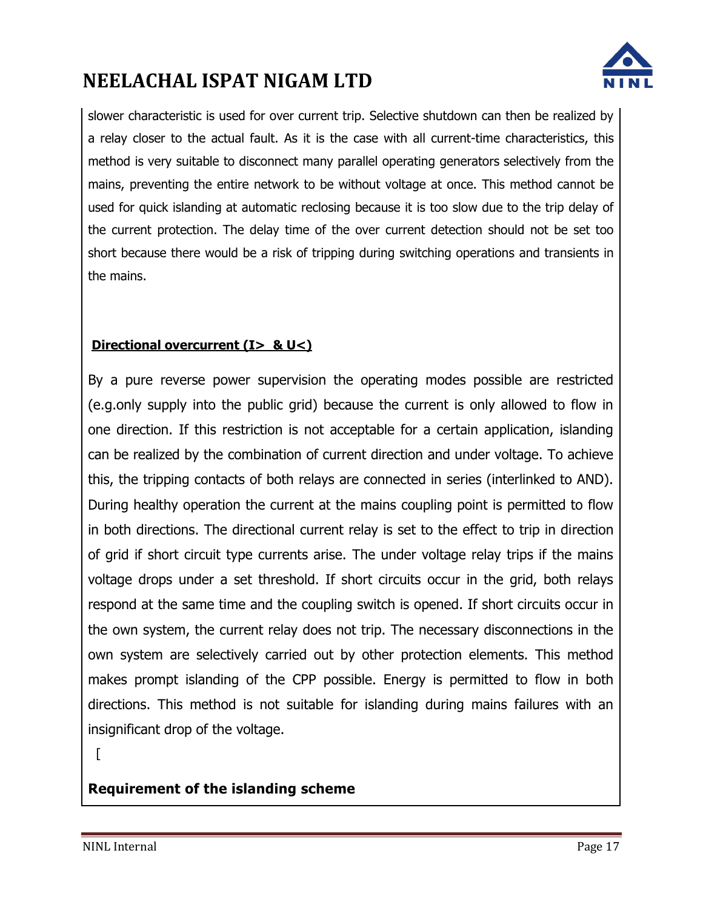slower characteristic is used for over current trip. Selective shutdown can then be realized by a relay closer to the actual fault. As it is the case with all current-time characteristics, this method is very suitable to disconnect many parallel operating generators selectively from the mains, preventing the entire network to be without voltage at once. This method cannot be used for quick islanding at automatic reclosing because it is too slow due to the trip delay of the current protection. The delay time of the over current detection should not be set too short because there would be a risk of tripping during switching operations and transients in the mains.

**Directional overcurrent (I> & U<)**

By a pure reverse power supervision the operating modes possible are restricted (e.g.only supply into the public grid) because the current is only allowed to flow in one direction. If this restriction is not acceptable for a certain application, islanding can be realized by the combination of current direction and under voltage. To achieve this, the tripping contacts of both relays are connected in series (interlinked to AND). During healthy operation the current at the mains coupling point is permitted to flow in both directions. The directional current relay is set to the effect to trip in direction of grid if short circuit type currents arise. The under voltage relay trips if the mains voltage drops under a set threshold. If short circuits occur in the grid, both relays respond at the same time and the coupling switch is opened. If short circuits occur in the own system, the current relay does not trip. The necessary disconnections in the own system are selectively carried out by other protection elements. This method makes prompt islanding of the CPP possible. Energy is permitted to flow in both directions. This method is not suitable for islanding during mains failures with an insignificant drop of the voltage.

[

**Requirement of the islanding scheme**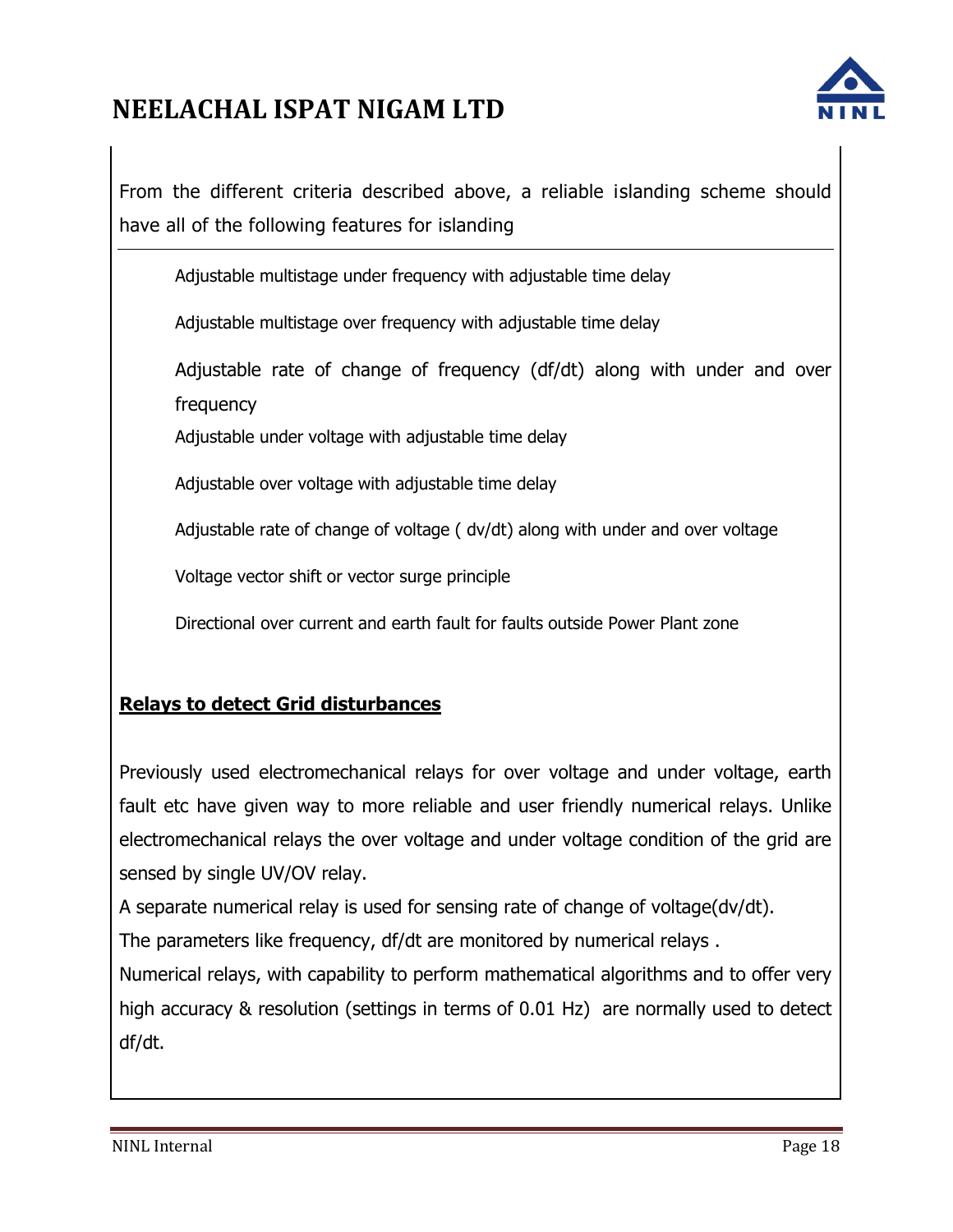From the different criteria described above, a reliable islanding scheme should have all of the following features for islanding

---

- Adjustable multistage under frequency with adjustable time delay
- Adjustable multistage over frequency with adjustable time delay
- Adjustable rate of change of frequency (df/dt) along with under and over frequency
- Adjustable under voltage with adjustable time delay
- Adjustable over voltage with adjustable time delay
- Adjustable rate of change of voltage ( dv/dt) along with under and over voltage
- Voltage vector shift or vector surge principle
- Directional over current and earth fault for faults outside Power Plant zone

**Relays to detect Grid disturbances**

Previously used electromechanical relays for over voltage and under voltage, earth fault etc have given way to more reliable and user friendly numerical relays. Unlike electromechanical relays the over voltage and under voltage condition of the grid are sensed by single UV/OV relay.

A separate numerical relay is used for sensing rate of change of voltage(dv/dt).

The parameters like frequency, df/dt are monitored by numerical relays .

Numerical relays, with capability to perform mathematical algorithms and to offer very high accuracy & resolution (settings in terms of 0.01 Hz) are normally used to detect df/dt.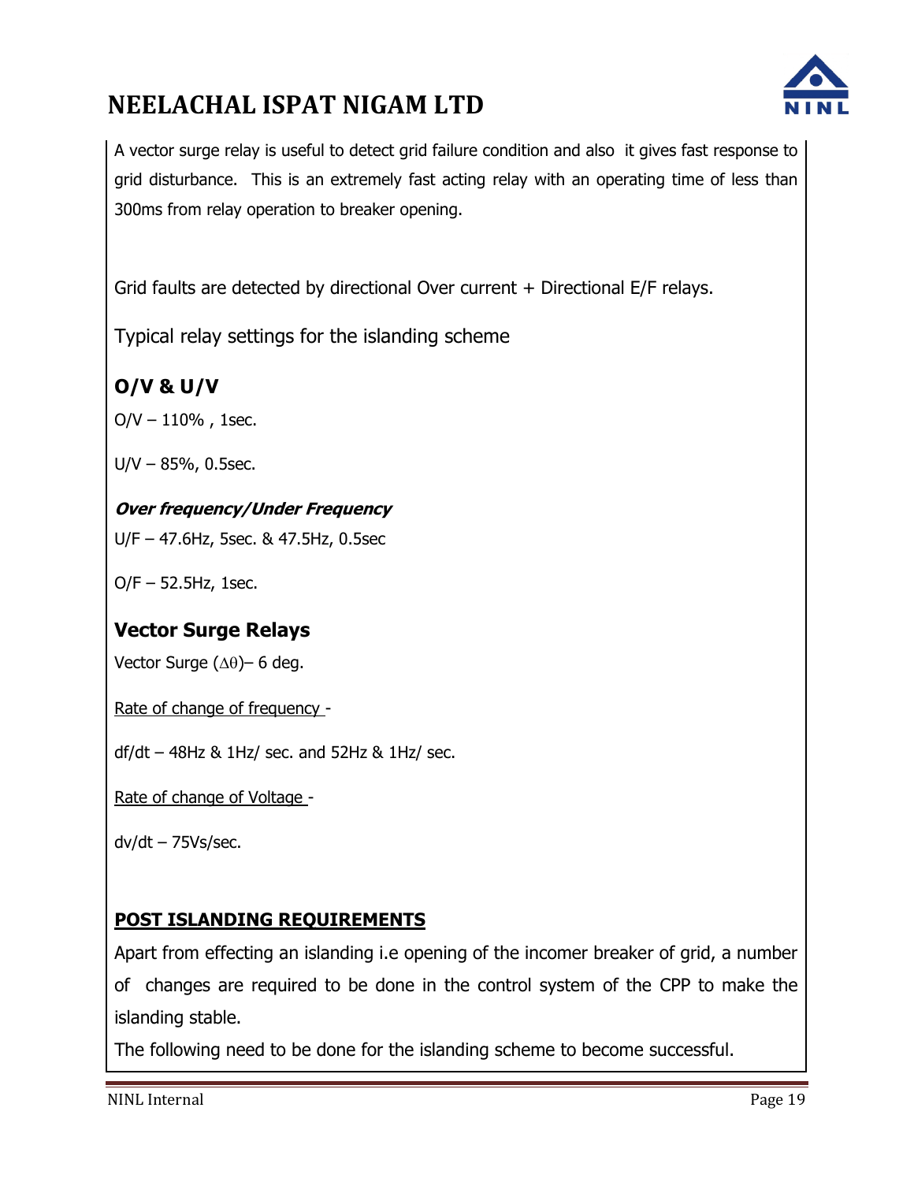A vector surge relay is useful to detect grid failure condition and also it gives fast response to grid disturbance. This is an extremely fast acting relay with an operating time of less than 300ms from relay operation to breaker opening.

Grid faults are detected by directional Over current + Directional E/F relays.

Typical relay settings for the islanding scheme

## O/V & U/V

O/V – 110% , 1sec.

U/V – 85%, 0.5sec.

***Over frequency/Under Frequency***

U/F – 47.6Hz, 5sec. & 47.5Hz, 0.5sec

O/F – 52.5Hz, 1sec.

## Vector Surge Relays

Vector Surge ($\Delta\theta$)– 6 deg.

Rate of change of frequency -

df/dt – 48Hz & 1Hz/ sec. and 52Hz & 1Hz/ sec.

Rate of change of Voltage -

dv/dt – 75Vs/sec.

**POST ISLANDING REQUIREMENTS**

Apart from effecting an islanding i.e opening of the incomer breaker of grid, a number of changes are required to be done in the control system of the CPP to make the islanding stable.

The following need to be done for the islanding scheme to become successful.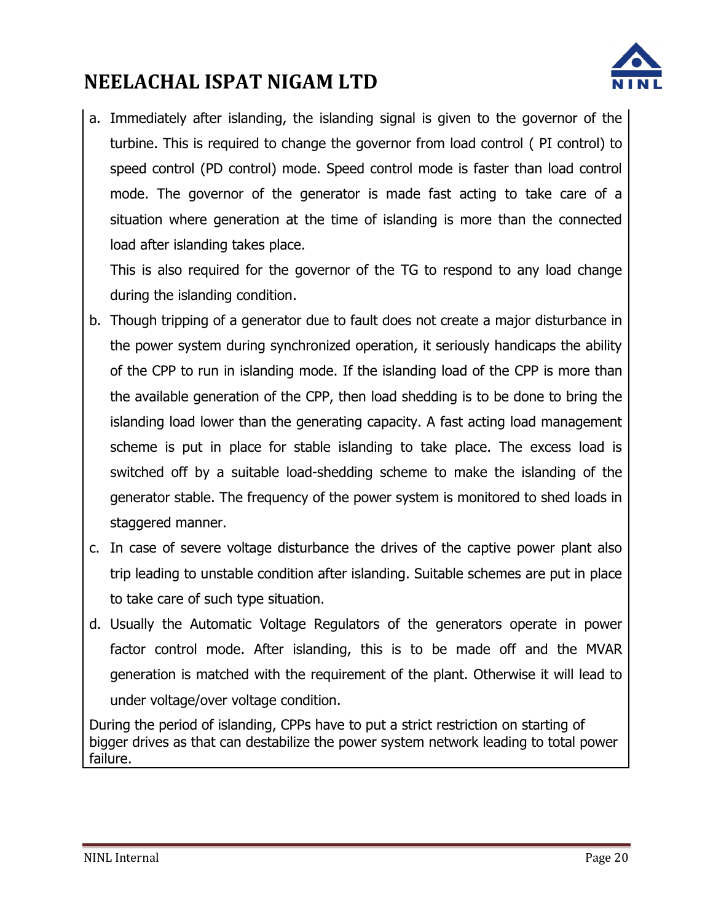a. Immediately after islanding, the islanding signal is given to the governor of the turbine. This is required to change the governor from load control ( PI control) to speed control (PD control) mode. Speed control mode is faster than load control mode. The governor of the generator is made fast acting to take care of a situation where generation at the time of islanding is more than the connected load after islanding takes place.

   This is also required for the governor of the TG to respond to any load change during the islanding condition.

b. Though tripping of a generator due to fault does not create a major disturbance in the power system during synchronized operation, it seriously handicaps the ability of the CPP to run in islanding mode. If the islanding load of the CPP is more than the available generation of the CPP, then load shedding is to be done to bring the islanding load lower than the generating capacity. A fast acting load management scheme is put in place for stable islanding to take place. The excess load is switched off by a suitable load-shedding scheme to make the islanding of the generator stable. The frequency of the power system is monitored to shed loads in staggered manner.

c. In case of severe voltage disturbance the drives of the captive power plant also trip leading to unstable condition after islanding. Suitable schemes are put in place to take care of such type situation.

d. Usually the Automatic Voltage Regulators of the generators operate in power factor control mode. After islanding, this is to be made off and the MVAR generation is matched with the requirement of the plant. Otherwise it will lead to under voltage/over voltage condition.

During the period of islanding, CPPs have to put a strict restriction on starting of bigger drives as that can destabilize the power system network leading to total power failure.